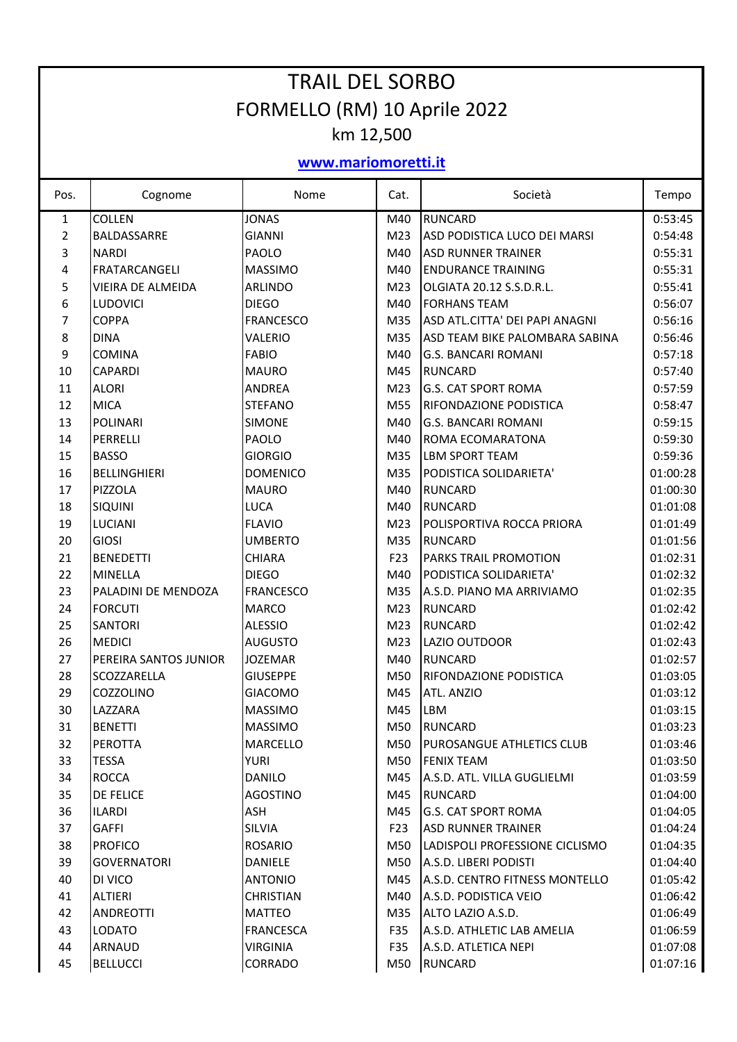# TRAIL DEL SORBO

## FORMELLO (RM) 10 Aprile 2022

### km 12,500

**www.mariomoretti.it**

| Pos. | Cognome | Nome | Cat. | Società | Tempo |
|---|---|---|---|---|---|
| 1 | COLLEN | JONAS | M40 | RUNCARD | 0:53:45 |
| 2 | BALDASSARRE | GIANNI | M23 | ASD PODISTICA LUCO DEI MARSI | 0:54:48 |
| 3 | NARDI | PAOLO | M40 | ASD RUNNER TRAINER | 0:55:31 |
| 4 | FRATARCANGELI | MASSIMO | M40 | ENDURANCE TRAINING | 0:55:31 |
| 5 | VIEIRA DE ALMEIDA | ARLINDO | M23 | OLGIATA 20.12 S.S.D.R.L. | 0:55:41 |
| 6 | LUDOVICI | DIEGO | M40 | FORHANS TEAM | 0:56:07 |
| 7 | COPPA | FRANCESCO | M35 | ASD ATL.CITTA' DEI PAPI ANAGNI | 0:56:16 |
| 8 | DINA | VALERIO | M35 | ASD TEAM BIKE PALOMBARA SABINA | 0:56:46 |
| 9 | COMINA | FABIO | M40 | G.S. BANCARI ROMANI | 0:57:18 |
| 10 | CAPARDI | MAURO | M45 | RUNCARD | 0:57:40 |
| 11 | ALORI | ANDREA | M23 | G.S. CAT SPORT ROMA | 0:57:59 |
| 12 | MICA | STEFANO | M55 | RIFONDAZIONE PODISTICA | 0:58:47 |
| 13 | POLINARI | SIMONE | M40 | G.S. BANCARI ROMANI | 0:59:15 |
| 14 | PERRELLI | PAOLO | M40 | ROMA ECOMARATONA | 0:59:30 |
| 15 | BASSO | GIORGIO | M35 | LBM SPORT TEAM | 0:59:36 |
| 16 | BELLINGHIERI | DOMENICO | M35 | PODISTICA SOLIDARIETA' | 01:00:28 |
| 17 | PIZZOLA | MAURO | M40 | RUNCARD | 01:00:30 |
| 18 | SIQUINI | LUCA | M40 | RUNCARD | 01:01:08 |
| 19 | LUCIANI | FLAVIO | M23 | POLISPORTIVA ROCCA PRIORA | 01:01:49 |
| 20 | GIOSI | UMBERTO | M35 | RUNCARD | 01:01:56 |
| 21 | BENEDETTI | CHIARA | F23 | PARKS TRAIL PROMOTION | 01:02:31 |
| 22 | MINELLA | DIEGO | M40 | PODISTICA SOLIDARIETA' | 01:02:32 |
| 23 | PALADINI DE MENDOZA | FRANCESCO | M35 | A.S.D. PIANO MA ARRIVIAMO | 01:02:35 |
| 24 | FORCUTI | MARCO | M23 | RUNCARD | 01:02:42 |
| 25 | SANTORI | ALESSIO | M23 | RUNCARD | 01:02:42 |
| 26 | MEDICI | AUGUSTO | M23 | LAZIO OUTDOOR | 01:02:43 |
| 27 | PEREIRA SANTOS JUNIOR | JOZEMAR | M40 | RUNCARD | 01:02:57 |
| 28 | SCOZZARELLA | GIUSEPPE | M50 | RIFONDAZIONE PODISTICA | 01:03:05 |
| 29 | COZZOLINO | GIACOMO | M45 | ATL. ANZIO | 01:03:12 |
| 30 | LAZZARA | MASSIMO | M45 | LBM | 01:03:15 |
| 31 | BENETTI | MASSIMO | M50 | RUNCARD | 01:03:23 |
| 32 | PEROTTA | MARCELLO | M50 | PUROSANGUE ATHLETICS CLUB | 01:03:46 |
| 33 | TESSA | YURI | M50 | FENIX TEAM | 01:03:50 |
| 34 | ROCCA | DANILO | M45 | A.S.D. ATL. VILLA GUGLIELMI | 01:03:59 |
| 35 | DE FELICE | AGOSTINO | M45 | RUNCARD | 01:04:00 |
| 36 | ILARDI | ASH | M45 | G.S. CAT SPORT ROMA | 01:04:05 |
| 37 | GAFFI | SILVIA | F23 | ASD RUNNER TRAINER | 01:04:24 |
| 38 | PROFICO | ROSARIO | M50 | LADISPOLI PROFESSIONE CICLISMO | 01:04:35 |
| 39 | GOVERNATORI | DANIELE | M50 | A.S.D. LIBERI PODISTI | 01:04:40 |
| 40 | DI VICO | ANTONIO | M45 | A.S.D. CENTRO FITNESS MONTELLO | 01:05:42 |
| 41 | ALTIERI | CHRISTIAN | M40 | A.S.D. PODISTICA VEIO | 01:06:42 |
| 42 | ANDREOTTI | MATTEO | M35 | ALTO LAZIO A.S.D. | 01:06:49 |
| 43 | LODATO | FRANCESCA | F35 | A.S.D. ATHLETIC LAB AMELIA | 01:06:59 |
| 44 | ARNAUD | VIRGINIA | F35 | A.S.D. ATLETICA NEPI | 01:07:08 |
| 45 | BELLUCCI | CORRADO | M50 | RUNCARD | 01:07:16 |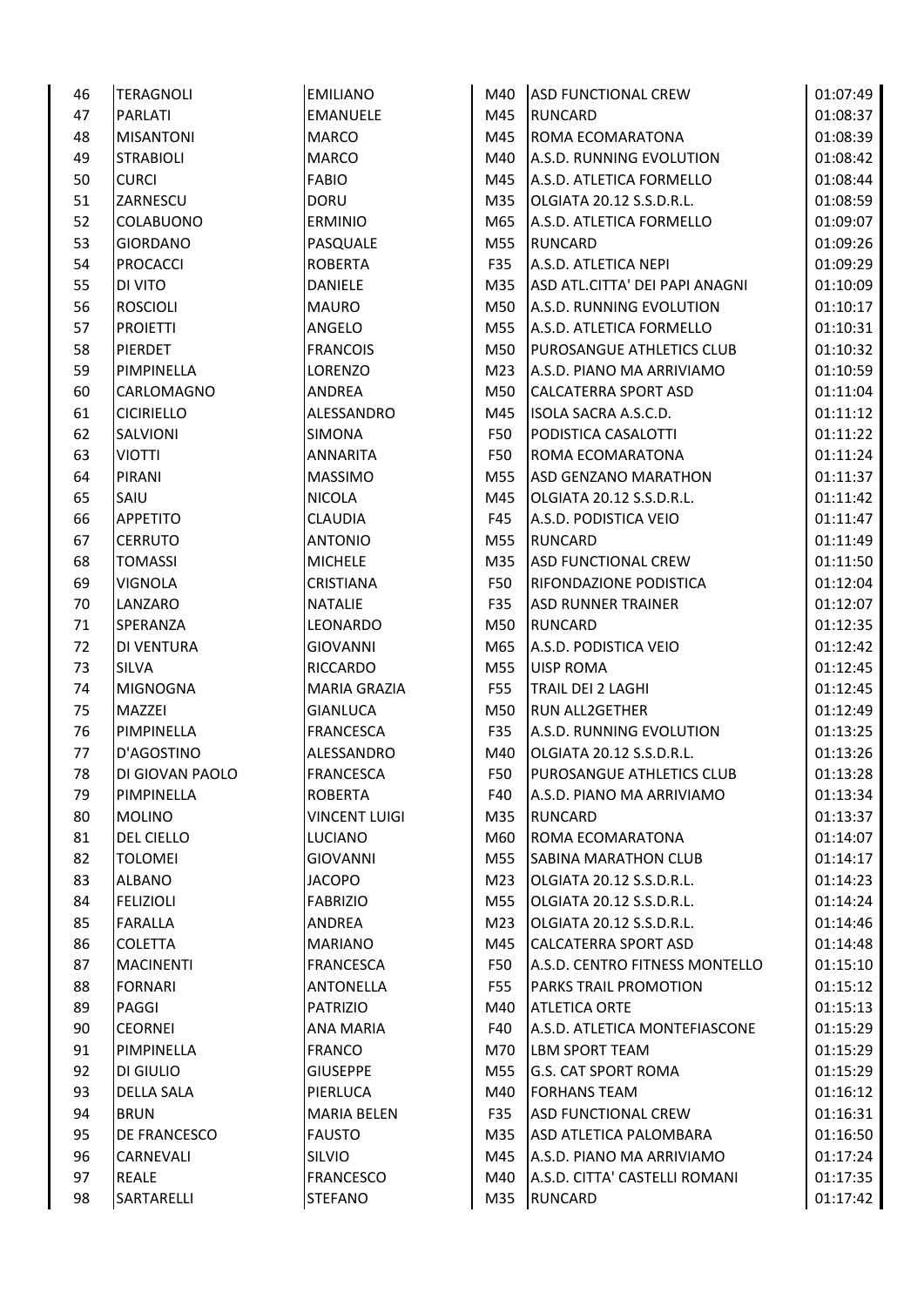| 46 | TERAGNOLI | EMILIANO | M40 | ASD FUNCTIONAL CREW | 01:07:49 |
|---|---|---|---|---|---|
| 47 | PARLATI | EMANUELE | M45 | RUNCARD | 01:08:37 |
| 48 | MISANTONI | MARCO | M45 | ROMA ECOMARATONA | 01:08:39 |
| 49 | STRABIOLI | MARCO | M40 | A.S.D. RUNNING EVOLUTION | 01:08:42 |
| 50 | CURCI | FABIO | M45 | A.S.D. ATLETICA FORMELLO | 01:08:44 |
| 51 | ZARNESCU | DORU | M35 | OLGIATA 20.12 S.S.D.R.L. | 01:08:59 |
| 52 | COLABUONO | ERMINIO | M65 | A.S.D. ATLETICA FORMELLO | 01:09:07 |
| 53 | GIORDANO | PASQUALE | M55 | RUNCARD | 01:09:26 |
| 54 | PROCACCI | ROBERTA | F35 | A.S.D. ATLETICA NEPI | 01:09:29 |
| 55 | DI VITO | DANIELE | M35 | ASD ATL.CITTA' DEI PAPI ANAGNI | 01:10:09 |
| 56 | ROSCIOLI | MAURO | M50 | A.S.D. RUNNING EVOLUTION | 01:10:17 |
| 57 | PROIETTI | ANGELO | M55 | A.S.D. ATLETICA FORMELLO | 01:10:31 |
| 58 | PIERDET | FRANCOIS | M50 | PUROSANGUE ATHLETICS CLUB | 01:10:32 |
| 59 | PIMPINELLA | LORENZO | M23 | A.S.D. PIANO MA ARRIVIAMO | 01:10:59 |
| 60 | CARLOMAGNO | ANDREA | M50 | CALCATERRA SPORT ASD | 01:11:04 |
| 61 | CICIRIELLO | ALESSANDRO | M45 | ISOLA SACRA A.S.C.D. | 01:11:12 |
| 62 | SALVIONI | SIMONA | F50 | PODISTICA CASALOTTI | 01:11:22 |
| 63 | VIOTTI | ANNARITA | F50 | ROMA ECOMARATONA | 01:11:24 |
| 64 | PIRANI | MASSIMO | M55 | ASD GENZANO MARATHON | 01:11:37 |
| 65 | SAIU | NICOLA | M45 | OLGIATA 20.12 S.S.D.R.L. | 01:11:42 |
| 66 | APPETITO | CLAUDIA | F45 | A.S.D. PODISTICA VEIO | 01:11:47 |
| 67 | CERRUTO | ANTONIO | M55 | RUNCARD | 01:11:49 |
| 68 | TOMASSI | MICHELE | M35 | ASD FUNCTIONAL CREW | 01:11:50 |
| 69 | VIGNOLA | CRISTIANA | F50 | RIFONDAZIONE PODISTICA | 01:12:04 |
| 70 | LANZARO | NATALIE | F35 | ASD RUNNER TRAINER | 01:12:07 |
| 71 | SPERANZA | LEONARDO | M50 | RUNCARD | 01:12:35 |
| 72 | DI VENTURA | GIOVANNI | M65 | A.S.D. PODISTICA VEIO | 01:12:42 |
| 73 | SILVA | RICCARDO | M55 | UISP ROMA | 01:12:45 |
| 74 | MIGNOGNA | MARIA GRAZIA | F55 | TRAIL DEI 2 LAGHI | 01:12:45 |
| 75 | MAZZEI | GIANLUCA | M50 | RUN ALL2GETHER | 01:12:49 |
| 76 | PIMPINELLA | FRANCESCA | F35 | A.S.D. RUNNING EVOLUTION | 01:13:25 |
| 77 | D'AGOSTINO | ALESSANDRO | M40 | OLGIATA 20.12 S.S.D.R.L. | 01:13:26 |
| 78 | DI GIOVAN PAOLO | FRANCESCA | F50 | PUROSANGUE ATHLETICS CLUB | 01:13:28 |
| 79 | PIMPINELLA | ROBERTA | F40 | A.S.D. PIANO MA ARRIVIAMO | 01:13:34 |
| 80 | MOLINO | VINCENT LUIGI | M35 | RUNCARD | 01:13:37 |
| 81 | DEL CIELLO | LUCIANO | M60 | ROMA ECOMARATONA | 01:14:07 |
| 82 | TOLOMEI | GIOVANNI | M55 | SABINA MARATHON CLUB | 01:14:17 |
| 83 | ALBANO | JACOPO | M23 | OLGIATA 20.12 S.S.D.R.L. | 01:14:23 |
| 84 | FELIZIOLI | FABRIZIO | M55 | OLGIATA 20.12 S.S.D.R.L. | 01:14:24 |
| 85 | FARALLA | ANDREA | M23 | OLGIATA 20.12 S.S.D.R.L. | 01:14:46 |
| 86 | COLETTA | MARIANO | M45 | CALCATERRA SPORT ASD | 01:14:48 |
| 87 | MACINENTI | FRANCESCA | F50 | A.S.D. CENTRO FITNESS MONTELLO | 01:15:10 |
| 88 | FORNARI | ANTONELLA | F55 | PARKS TRAIL PROMOTION | 01:15:12 |
| 89 | PAGGI | PATRIZIO | M40 | ATLETICA ORTE | 01:15:13 |
| 90 | CEORNEI | ANA MARIA | F40 | A.S.D. ATLETICA MONTEFIASCONE | 01:15:29 |
| 91 | PIMPINELLA | FRANCO | M70 | LBM SPORT TEAM | 01:15:29 |
| 92 | DI GIULIO | GIUSEPPE | M55 | G.S. CAT SPORT ROMA | 01:15:29 |
| 93 | DELLA SALA | PIERLUCA | M40 | FORHANS TEAM | 01:16:12 |
| 94 | BRUN | MARIA BELEN | F35 | ASD FUNCTIONAL CREW | 01:16:31 |
| 95 | DE FRANCESCO | FAUSTO | M35 | ASD ATLETICA PALOMBARA | 01:16:50 |
| 96 | CARNEVALI | SILVIO | M45 | A.S.D. PIANO MA ARRIVIAMO | 01:17:24 |
| 97 | REALE | FRANCESCO | M40 | A.S.D. CITTA' CASTELLI ROMANI | 01:17:35 |
| 98 | SARTARELLI | STEFANO | M35 | RUNCARD | 01:17:42 |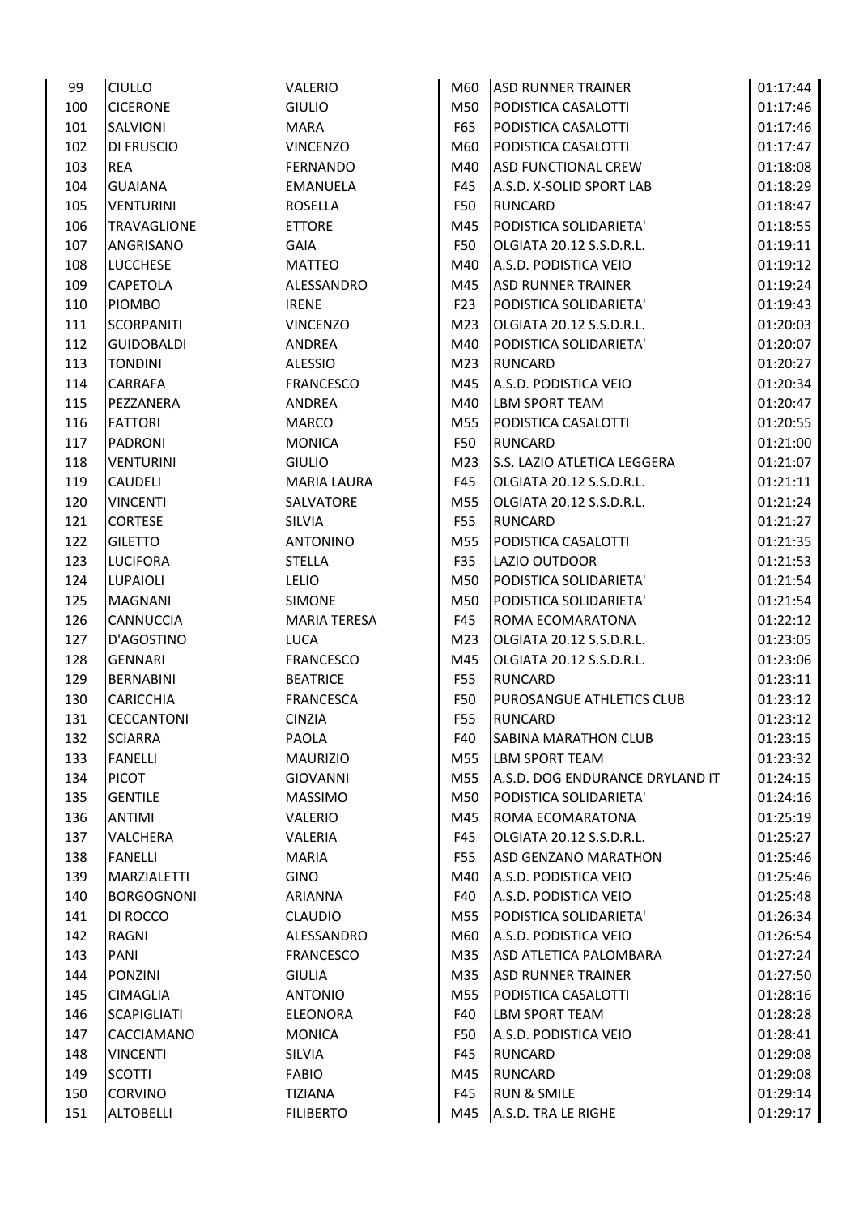| 99 | CIULLO | VALERIO | M60 | ASD RUNNER TRAINER | 01:17:44 |
|---|---|---|---|---|---|
| 100 | CICERONE | GIULIO | M50 | PODISTICA CASALOTTI | 01:17:46 |
| 101 | SALVIONI | MARA | F65 | PODISTICA CASALOTTI | 01:17:46 |
| 102 | DI FRUSCIO | VINCENZO | M60 | PODISTICA CASALOTTI | 01:17:47 |
| 103 | REA | FERNANDO | M40 | ASD FUNCTIONAL CREW | 01:18:08 |
| 104 | GUAIANA | EMANUELA | F45 | A.S.D. X-SOLID SPORT LAB | 01:18:29 |
| 105 | VENTURINI | ROSELLA | F50 | RUNCARD | 01:18:47 |
| 106 | TRAVAGLIONE | ETTORE | M45 | PODISTICA SOLIDARIETA' | 01:18:55 |
| 107 | ANGRISANO | GAIA | F50 | OLGIATA 20.12 S.S.D.R.L. | 01:19:11 |
| 108 | LUCCHESE | MATTEO | M40 | A.S.D. PODISTICA VEIO | 01:19:12 |
| 109 | CAPETOLA | ALESSANDRO | M45 | ASD RUNNER TRAINER | 01:19:24 |
| 110 | PIOMBO | IRENE | F23 | PODISTICA SOLIDARIETA' | 01:19:43 |
| 111 | SCORPANITI | VINCENZO | M23 | OLGIATA 20.12 S.S.D.R.L. | 01:20:03 |
| 112 | GUIDOBALDI | ANDREA | M40 | PODISTICA SOLIDARIETA' | 01:20:07 |
| 113 | TONDINI | ALESSIO | M23 | RUNCARD | 01:20:27 |
| 114 | CARRAFA | FRANCESCO | M45 | A.S.D. PODISTICA VEIO | 01:20:34 |
| 115 | PEZZANERA | ANDREA | M40 | LBM SPORT TEAM | 01:20:47 |
| 116 | FATTORI | MARCO | M55 | PODISTICA CASALOTTI | 01:20:55 |
| 117 | PADRONI | MONICA | F50 | RUNCARD | 01:21:00 |
| 118 | VENTURINI | GIULIO | M23 | S.S. LAZIO ATLETICA LEGGERA | 01:21:07 |
| 119 | CAUDELI | MARIA LAURA | F45 | OLGIATA 20.12 S.S.D.R.L. | 01:21:11 |
| 120 | VINCENTI | SALVATORE | M55 | OLGIATA 20.12 S.S.D.R.L. | 01:21:24 |
| 121 | CORTESE | SILVIA | F55 | RUNCARD | 01:21:27 |
| 122 | GILETTO | ANTONINO | M55 | PODISTICA CASALOTTI | 01:21:35 |
| 123 | LUCIFORA | STELLA | F35 | LAZIO OUTDOOR | 01:21:53 |
| 124 | LUPAIOLI | LELIO | M50 | PODISTICA SOLIDARIETA' | 01:21:54 |
| 125 | MAGNANI | SIMONE | M50 | PODISTICA SOLIDARIETA' | 01:21:54 |
| 126 | CANNUCCIA | MARIA TERESA | F45 | ROMA ECOMARATONA | 01:22:12 |
| 127 | D'AGOSTINO | LUCA | M23 | OLGIATA 20.12 S.S.D.R.L. | 01:23:05 |
| 128 | GENNARI | FRANCESCO | M45 | OLGIATA 20.12 S.S.D.R.L. | 01:23:06 |
| 129 | BERNABINI | BEATRICE | F55 | RUNCARD | 01:23:11 |
| 130 | CARICCHIA | FRANCESCA | F50 | PUROSANGUE ATHLETICS CLUB | 01:23:12 |
| 131 | CECCANTONI | CINZIA | F55 | RUNCARD | 01:23:12 |
| 132 | SCIARRA | PAOLA | F40 | SABINA MARATHON CLUB | 01:23:15 |
| 133 | FANELLI | MAURIZIO | M55 | LBM SPORT TEAM | 01:23:32 |
| 134 | PICOT | GIOVANNI | M55 | A.S.D. DOG ENDURANCE DRYLAND IT | 01:24:15 |
| 135 | GENTILE | MASSIMO | M50 | PODISTICA SOLIDARIETA' | 01:24:16 |
| 136 | ANTIMI | VALERIO | M45 | ROMA ECOMARATONA | 01:25:19 |
| 137 | VALCHERA | VALERIA | F45 | OLGIATA 20.12 S.S.D.R.L. | 01:25:27 |
| 138 | FANELLI | MARIA | F55 | ASD GENZANO MARATHON | 01:25:46 |
| 139 | MARZIALETTI | GINO | M40 | A.S.D. PODISTICA VEIO | 01:25:46 |
| 140 | BORGOGNONI | ARIANNA | F40 | A.S.D. PODISTICA VEIO | 01:25:48 |
| 141 | DI ROCCO | CLAUDIO | M55 | PODISTICA SOLIDARIETA' | 01:26:34 |
| 142 | RAGNI | ALESSANDRO | M60 | A.S.D. PODISTICA VEIO | 01:26:54 |
| 143 | PANI | FRANCESCO | M35 | ASD ATLETICA PALOMBARA | 01:27:24 |
| 144 | PONZINI | GIULIA | M35 | ASD RUNNER TRAINER | 01:27:50 |
| 145 | CIMAGLIA | ANTONIO | M55 | PODISTICA CASALOTTI | 01:28:16 |
| 146 | SCAPIGLIATI | ELEONORA | F40 | LBM SPORT TEAM | 01:28:28 |
| 147 | CACCIAMANO | MONICA | F50 | A.S.D. PODISTICA VEIO | 01:28:41 |
| 148 | VINCENTI | SILVIA | F45 | RUNCARD | 01:29:08 |
| 149 | SCOTTI | FABIO | M45 | RUNCARD | 01:29:08 |
| 150 | CORVINO | TIZIANA | F45 | RUN & SMILE | 01:29:14 |
| 151 | ALTOBELLI | FILIBERTO | M45 | A.S.D. TRA LE RIGHE | 01:29:17 |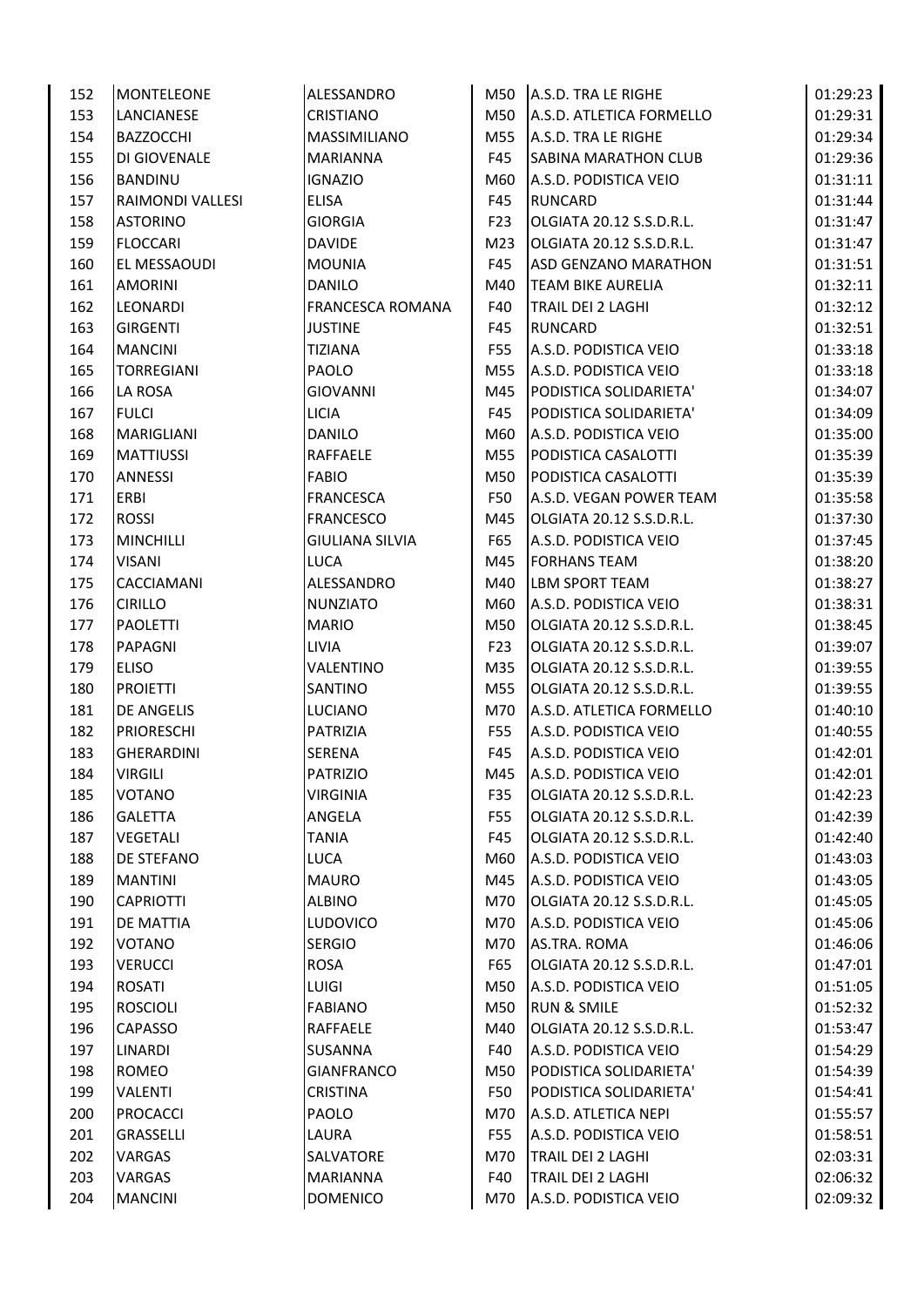| | | | | | |
|---|---|---|---|---|---|
| 152 | MONTELEONE | ALESSANDRO | M50 | A.S.D. TRA LE RIGHE | 01:29:23 |
| 153 | LANCIANESE | CRISTIANO | M50 | A.S.D. ATLETICA FORMELLO | 01:29:31 |
| 154 | BAZZOCCHI | MASSIMILIANO | M55 | A.S.D. TRA LE RIGHE | 01:29:34 |
| 155 | DI GIOVENALE | MARIANNA | F45 | SABINA MARATHON CLUB | 01:29:36 |
| 156 | BANDINU | IGNAZIO | M60 | A.S.D. PODISTICA VEIO | 01:31:11 |
| 157 | RAIMONDI VALLESI | ELISA | F45 | RUNCARD | 01:31:44 |
| 158 | ASTORINO | GIORGIA | F23 | OLGIATA 20.12 S.S.D.R.L. | 01:31:47 |
| 159 | FLOCCARI | DAVIDE | M23 | OLGIATA 20.12 S.S.D.R.L. | 01:31:47 |
| 160 | EL MESSAOUDI | MOUNIA | F45 | ASD GENZANO MARATHON | 01:31:51 |
| 161 | AMORINI | DANILO | M40 | TEAM BIKE AURELIA | 01:32:11 |
| 162 | LEONARDI | FRANCESCA ROMANA | F40 | TRAIL DEI 2 LAGHI | 01:32:12 |
| 163 | GIRGENTI | JUSTINE | F45 | RUNCARD | 01:32:51 |
| 164 | MANCINI | TIZIANA | F55 | A.S.D. PODISTICA VEIO | 01:33:18 |
| 165 | TORREGIANI | PAOLO | M55 | A.S.D. PODISTICA VEIO | 01:33:18 |
| 166 | LA ROSA | GIOVANNI | M45 | PODISTICA SOLIDARIETA' | 01:34:07 |
| 167 | FULCI | LICIA | F45 | PODISTICA SOLIDARIETA' | 01:34:09 |
| 168 | MARIGLIANI | DANILO | M60 | A.S.D. PODISTICA VEIO | 01:35:00 |
| 169 | MATTIUSSI | RAFFAELE | M55 | PODISTICA CASALOTTI | 01:35:39 |
| 170 | ANNESSI | FABIO | M50 | PODISTICA CASALOTTI | 01:35:39 |
| 171 | ERBI | FRANCESCA | F50 | A.S.D. VEGAN POWER TEAM | 01:35:58 |
| 172 | ROSSI | FRANCESCO | M45 | OLGIATA 20.12 S.S.D.R.L. | 01:37:30 |
| 173 | MINCHILLI | GIULIANA SILVIA | F65 | A.S.D. PODISTICA VEIO | 01:37:45 |
| 174 | VISANI | LUCA | M45 | FORHANS TEAM | 01:38:20 |
| 175 | CACCIAMANI | ALESSANDRO | M40 | LBM SPORT TEAM | 01:38:27 |
| 176 | CIRILLO | NUNZIATO | M60 | A.S.D. PODISTICA VEIO | 01:38:31 |
| 177 | PAOLETTI | MARIO | M50 | OLGIATA 20.12 S.S.D.R.L. | 01:38:45 |
| 178 | PAPAGNI | LIVIA | F23 | OLGIATA 20.12 S.S.D.R.L. | 01:39:07 |
| 179 | ELISO | VALENTINO | M35 | OLGIATA 20.12 S.S.D.R.L. | 01:39:55 |
| 180 | PROIETTI | SANTINO | M55 | OLGIATA 20.12 S.S.D.R.L. | 01:39:55 |
| 181 | DE ANGELIS | LUCIANO | M70 | A.S.D. ATLETICA FORMELLO | 01:40:10 |
| 182 | PRIORESCHI | PATRIZIA | F55 | A.S.D. PODISTICA VEIO | 01:40:55 |
| 183 | GHERARDINI | SERENA | F45 | A.S.D. PODISTICA VEIO | 01:42:01 |
| 184 | VIRGILI | PATRIZIO | M45 | A.S.D. PODISTICA VEIO | 01:42:01 |
| 185 | VOTANO | VIRGINIA | F35 | OLGIATA 20.12 S.S.D.R.L. | 01:42:23 |
| 186 | GALETTA | ANGELA | F55 | OLGIATA 20.12 S.S.D.R.L. | 01:42:39 |
| 187 | VEGETALI | TANIA | F45 | OLGIATA 20.12 S.S.D.R.L. | 01:42:40 |
| 188 | DE STEFANO | LUCA | M60 | A.S.D. PODISTICA VEIO | 01:43:03 |
| 189 | MANTINI | MAURO | M45 | A.S.D. PODISTICA VEIO | 01:43:05 |
| 190 | CAPRIOTTI | ALBINO | M70 | OLGIATA 20.12 S.S.D.R.L. | 01:45:05 |
| 191 | DE MATTIA | LUDOVICO | M70 | A.S.D. PODISTICA VEIO | 01:45:06 |
| 192 | VOTANO | SERGIO | M70 | AS.TRA. ROMA | 01:46:06 |
| 193 | VERUCCI | ROSA | F65 | OLGIATA 20.12 S.S.D.R.L. | 01:47:01 |
| 194 | ROSATI | LUIGI | M50 | A.S.D. PODISTICA VEIO | 01:51:05 |
| 195 | ROSCIOLI | FABIANO | M50 | RUN & SMILE | 01:52:32 |
| 196 | CAPASSO | RAFFAELE | M40 | OLGIATA 20.12 S.S.D.R.L. | 01:53:47 |
| 197 | LINARDI | SUSANNA | F40 | A.S.D. PODISTICA VEIO | 01:54:29 |
| 198 | ROMEO | GIANFRANCO | M50 | PODISTICA SOLIDARIETA' | 01:54:39 |
| 199 | VALENTI | CRISTINA | F50 | PODISTICA SOLIDARIETA' | 01:54:41 |
| 200 | PROCACCI | PAOLO | M70 | A.S.D. ATLETICA NEPI | 01:55:57 |
| 201 | GRASSELLI | LAURA | F55 | A.S.D. PODISTICA VEIO | 01:58:51 |
| 202 | VARGAS | SALVATORE | M70 | TRAIL DEI 2 LAGHI | 02:03:31 |
| 203 | VARGAS | MARIANNA | F40 | TRAIL DEI 2 LAGHI | 02:06:32 |
| 204 | MANCINI | DOMENICO | M70 | A.S.D. PODISTICA VEIO | 02:09:32 |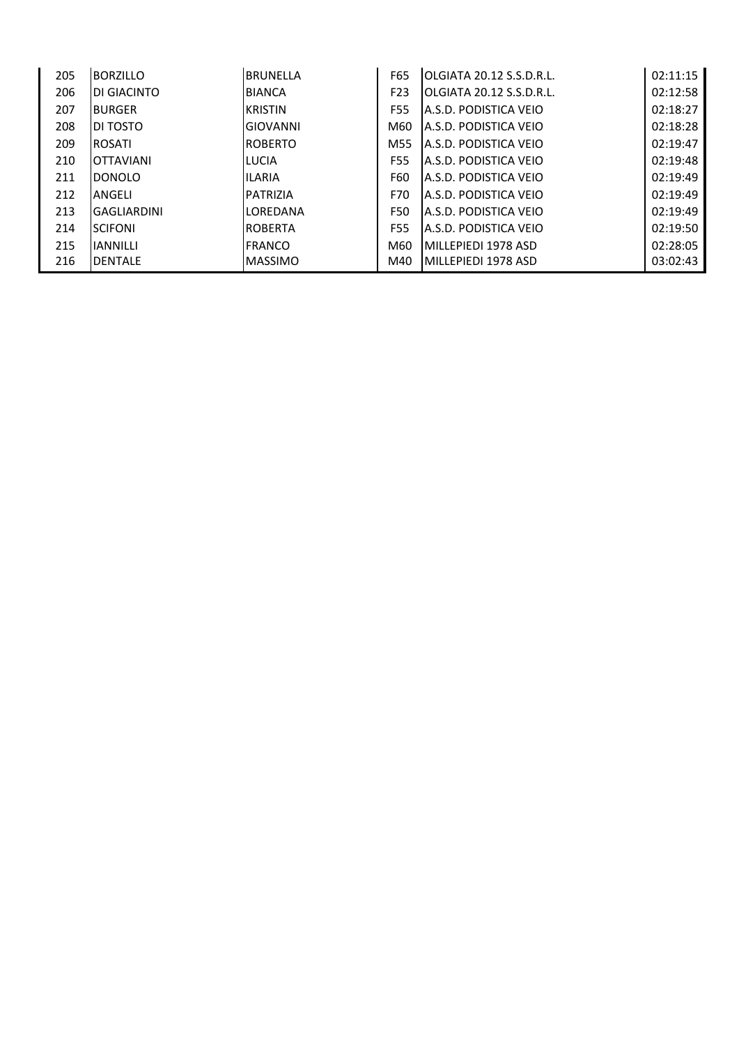| | | | | | |
|---|---|---|---|---|---|
| 205 | BORZILLO | BRUNELLA | F65 | OLGIATA 20.12 S.S.D.R.L. | 02:11:15 |
| 206 | DI GIACINTO | BIANCA | F23 | OLGIATA 20.12 S.S.D.R.L. | 02:12:58 |
| 207 | BURGER | KRISTIN | F55 | A.S.D. PODISTICA VEIO | 02:18:27 |
| 208 | DI TOSTO | GIOVANNI | M60 | A.S.D. PODISTICA VEIO | 02:18:28 |
| 209 | ROSATI | ROBERTO | M55 | A.S.D. PODISTICA VEIO | 02:19:47 |
| 210 | OTTAVIANI | LUCIA | F55 | A.S.D. PODISTICA VEIO | 02:19:48 |
| 211 | DONOLO | ILARIA | F60 | A.S.D. PODISTICA VEIO | 02:19:49 |
| 212 | ANGELI | PATRIZIA | F70 | A.S.D. PODISTICA VEIO | 02:19:49 |
| 213 | GAGLIARDINI | LOREDANA | F50 | A.S.D. PODISTICA VEIO | 02:19:49 |
| 214 | SCIFONI | ROBERTA | F55 | A.S.D. PODISTICA VEIO | 02:19:50 |
| 215 | IANNILLI | FRANCO | M60 | MILLEPIEDI 1978 ASD | 02:28:05 |
| 216 | DENTALE | MASSIMO | M40 | MILLEPIEDI 1978 ASD | 03:02:43 |